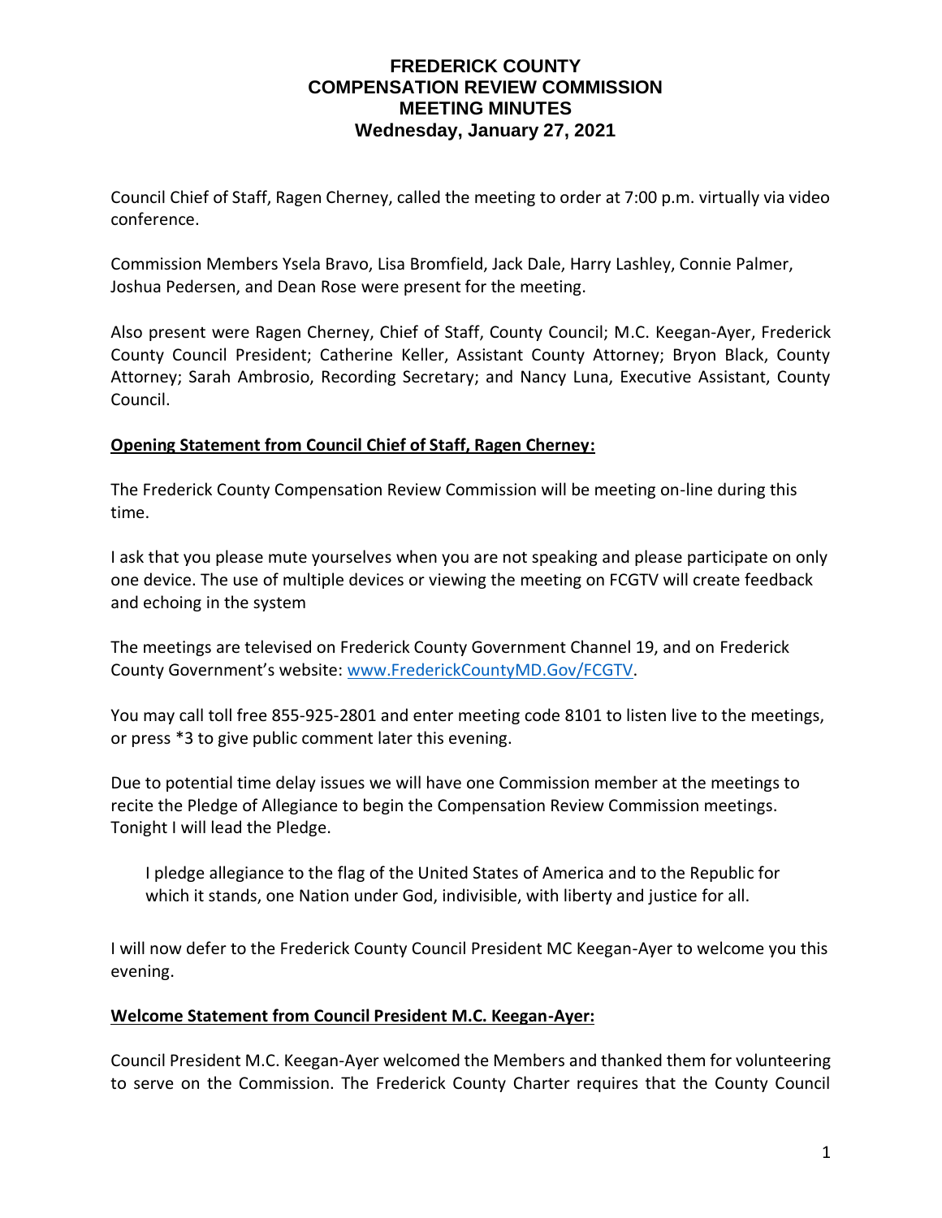# FREDERICK COUNTY
# COMPENSATION REVIEW COMMISSION
# MEETING MINUTES
## Wednesday, January 27, 2021

Council Chief of Staff, Ragen Cherney, called the meeting to order at 7:00 p.m. virtually via video conference.

Commission Members Ysela Bravo, Lisa Bromfield, Jack Dale, Harry Lashley, Connie Palmer, Joshua Pedersen, and Dean Rose were present for the meeting.

Also present were Ragen Cherney, Chief of Staff, County Council; M.C. Keegan-Ayer, Frederick County Council President; Catherine Keller, Assistant County Attorney; Bryon Black, County Attorney; Sarah Ambrosio, Recording Secretary; and Nancy Luna, Executive Assistant, County Council.

**Opening Statement from Council Chief of Staff, Ragen Cherney:**

The Frederick County Compensation Review Commission will be meeting on-line during this time.

I ask that you please mute yourselves when you are not speaking and please participate on only one device. The use of multiple devices or viewing the meeting on FCGTV will create feedback and echoing in the system

The meetings are televised on Frederick County Government Channel 19, and on Frederick County Government's website: www.FrederickCountyMD.Gov/FCGTV.

You may call toll free 855-925-2801 and enter meeting code 8101 to listen live to the meetings, or press *3 to give public comment later this evening.

Due to potential time delay issues we will have one Commission member at the meetings to recite the Pledge of Allegiance to begin the Compensation Review Commission meetings. Tonight I will lead the Pledge.

> I pledge allegiance to the flag of the United States of America and to the Republic for which it stands, one Nation under God, indivisible, with liberty and justice for all.

I will now defer to the Frederick County Council President MC Keegan-Ayer to welcome you this evening.

**Welcome Statement from Council President M.C. Keegan-Ayer:**

Council President M.C. Keegan-Ayer welcomed the Members and thanked them for volunteering to serve on the Commission. The Frederick County Charter requires that the County Council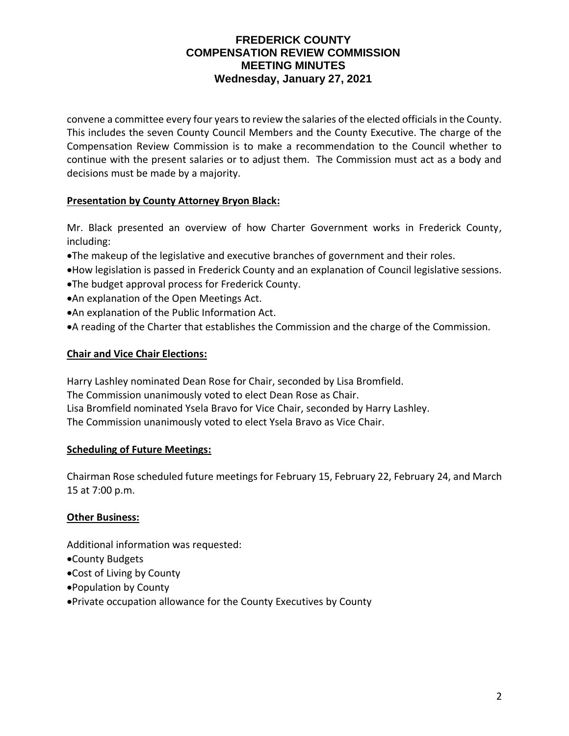convene a committee every four years to review the salaries of the elected officials in the County. This includes the seven County Council Members and the County Executive. The charge of the Compensation Review Commission is to make a recommendation to the Council whether to continue with the present salaries or to adjust them. The Commission must act as a body and decisions must be made by a majority.

**Presentation by County Attorney Bryon Black:**

Mr. Black presented an overview of how Charter Government works in Frederick County, including:

- The makeup of the legislative and executive branches of government and their roles.
- How legislation is passed in Frederick County and an explanation of Council legislative sessions.
- The budget approval process for Frederick County.
- An explanation of the Open Meetings Act.
- An explanation of the Public Information Act.
- A reading of the Charter that establishes the Commission and the charge of the Commission.

**Chair and Vice Chair Elections:**

Harry Lashley nominated Dean Rose for Chair, seconded by Lisa Bromfield.
The Commission unanimously voted to elect Dean Rose as Chair.
Lisa Bromfield nominated Ysela Bravo for Vice Chair, seconded by Harry Lashley.
The Commission unanimously voted to elect Ysela Bravo as Vice Chair.

**Scheduling of Future Meetings:**

Chairman Rose scheduled future meetings for February 15, February 22, February 24, and March 15 at 7:00 p.m.

**Other Business:**

Additional information was requested:

- County Budgets
- Cost of Living by County
- Population by County
- Private occupation allowance for the County Executives by County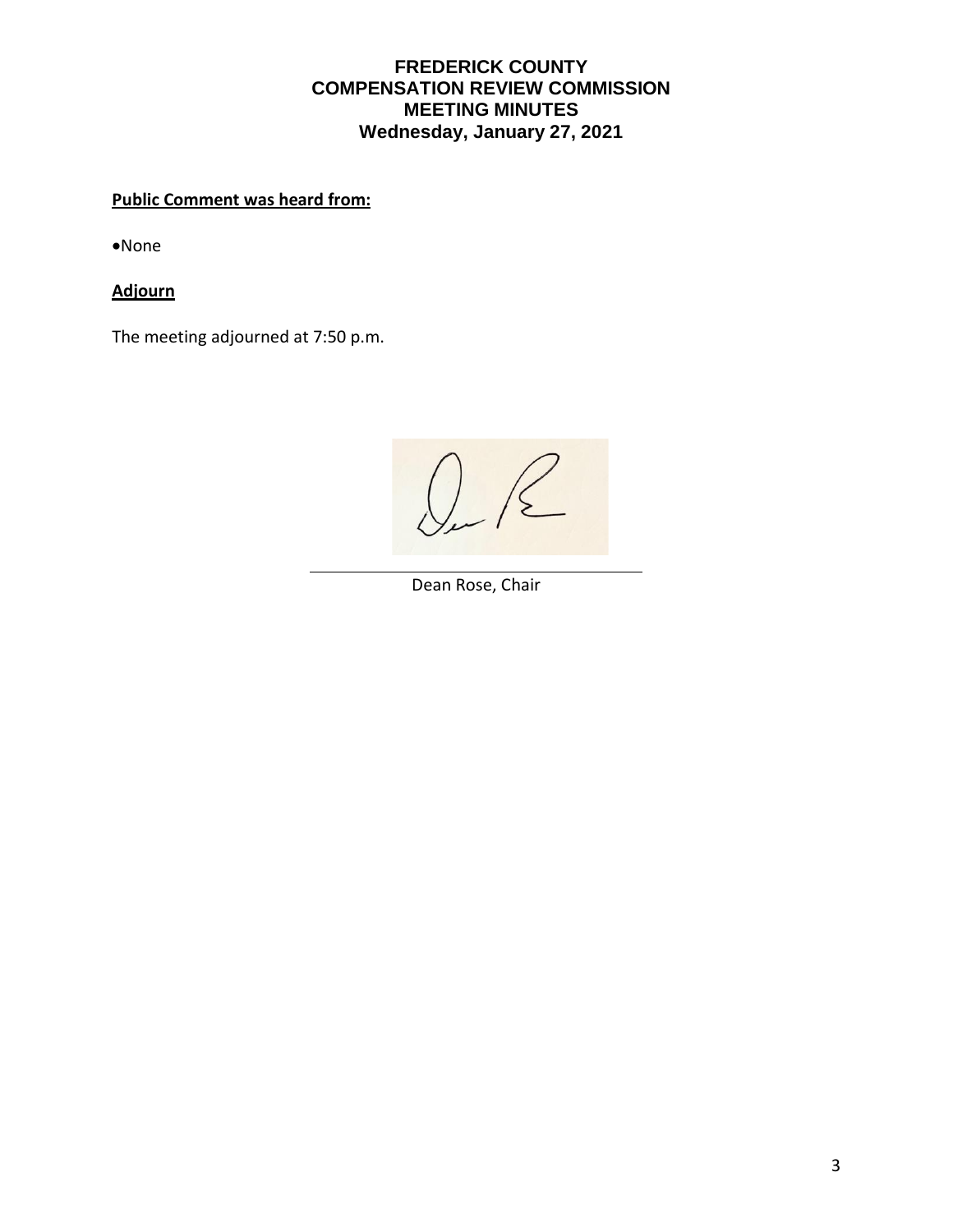# FREDERICK COUNTY
## COMPENSATION REVIEW COMMISSION
## MEETING MINUTES
### Wednesday, January 27, 2021

**Public Comment was heard from:**

- None

**Adjourn**

The meeting adjourned at 7:50 p.m.

_______________________________

Dean Rose, Chair